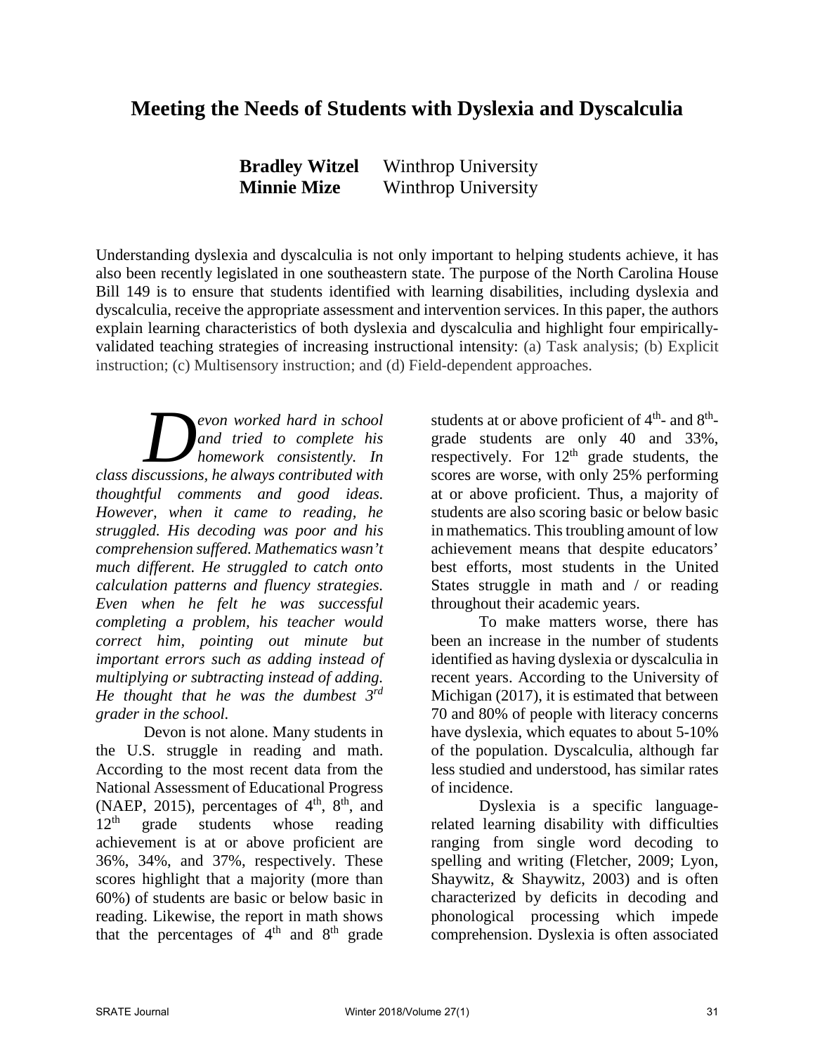# Meeting the Needs of Students with Dyslexia and Dyscalculia

**Bradley Witzel** Winthrop University
**Minnie Mize** Winthrop University

Understanding dyslexia and dyscalculia is not only important to helping students achieve, it has also been recently legislated in one southeastern state. The purpose of the North Carolina House Bill 149 is to ensure that students identified with learning disabilities, including dyslexia and dyscalculia, receive the appropriate assessment and intervention services. In this paper, the authors explain learning characteristics of both dyslexia and dyscalculia and highlight four empirically-validated teaching strategies of increasing instructional intensity: (a) Task analysis; (b) Explicit instruction; (c) Multisensory instruction; and (d) Field-dependent approaches.

*Devon worked hard in school and tried to complete his homework consistently. In class discussions, he always contributed with thoughtful comments and good ideas. However, when it came to reading, he struggled. His decoding was poor and his comprehension suffered. Mathematics wasn't much different. He struggled to catch onto calculation patterns and fluency strategies. Even when he felt he was successful completing a problem, his teacher would correct him, pointing out minute but important errors such as adding instead of multiplying or subtracting instead of adding. He thought that he was the dumbest 3rd grader in the school.*

Devon is not alone. Many students in the U.S. struggle in reading and math. According to the most recent data from the National Assessment of Educational Progress (NAEP, 2015), percentages of 4th, 8th, and 12th grade students whose reading achievement is at or above proficient are 36%, 34%, and 37%, respectively. These scores highlight that a majority (more than 60%) of students are basic or below basic in reading. Likewise, the report in math shows that the percentages of 4th and 8th grade students at or above proficient of 4th- and 8th-grade students are only 40 and 33%, respectively. For 12th grade students, the scores are worse, with only 25% performing at or above proficient. Thus, a majority of students are also scoring basic or below basic in mathematics. This troubling amount of low achievement means that despite educators' best efforts, most students in the United States struggle in math and / or reading throughout their academic years.

To make matters worse, there has been an increase in the number of students identified as having dyslexia or dyscalculia in recent years. According to the University of Michigan (2017), it is estimated that between 70 and 80% of people with literacy concerns have dyslexia, which equates to about 5-10% of the population. Dyscalculia, although far less studied and understood, has similar rates of incidence.

Dyslexia is a specific language-related learning disability with difficulties ranging from single word decoding to spelling and writing (Fletcher, 2009; Lyon, Shaywitz, & Shaywitz, 2003) and is often characterized by deficits in decoding and phonological processing which impede comprehension. Dyslexia is often associated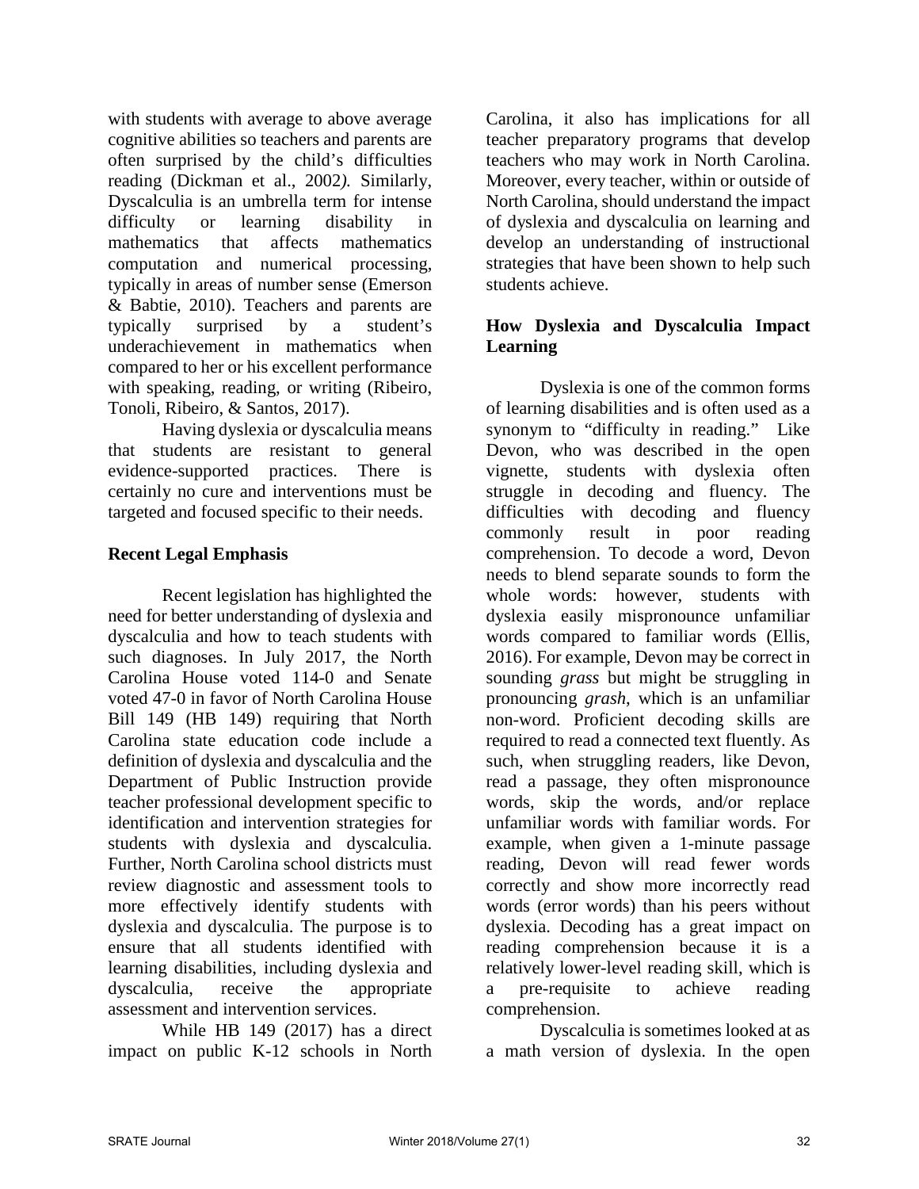with students with average to above average cognitive abilities so teachers and parents are often surprised by the child's difficulties reading (Dickman et al., 2002*).* Similarly, Dyscalculia is an umbrella term for intense difficulty or learning disability in mathematics that affects mathematics computation and numerical processing, typically in areas of number sense (Emerson & Babtie, 2010). Teachers and parents are typically surprised by a student's underachievement in mathematics when compared to her or his excellent performance with speaking, reading, or writing (Ribeiro, Tonoli, Ribeiro, & Santos, 2017).

Having dyslexia or dyscalculia means that students are resistant to general evidence-supported practices. There is certainly no cure and interventions must be targeted and focused specific to their needs.

## Recent Legal Emphasis

Recent legislation has highlighted the need for better understanding of dyslexia and dyscalculia and how to teach students with such diagnoses. In July 2017, the North Carolina House voted 114-0 and Senate voted 47-0 in favor of North Carolina House Bill 149 (HB 149) requiring that North Carolina state education code include a definition of dyslexia and dyscalculia and the Department of Public Instruction provide teacher professional development specific to identification and intervention strategies for students with dyslexia and dyscalculia. Further, North Carolina school districts must review diagnostic and assessment tools to more effectively identify students with dyslexia and dyscalculia. The purpose is to ensure that all students identified with learning disabilities, including dyslexia and dyscalculia, receive the appropriate assessment and intervention services.

While HB 149 (2017) has a direct impact on public K-12 schools in North Carolina, it also has implications for all teacher preparatory programs that develop teachers who may work in North Carolina. Moreover, every teacher, within or outside of North Carolina, should understand the impact of dyslexia and dyscalculia on learning and develop an understanding of instructional strategies that have been shown to help such students achieve.

## How Dyslexia and Dyscalculia Impact Learning

Dyslexia is one of the common forms of learning disabilities and is often used as a synonym to "difficulty in reading." Like Devon, who was described in the open vignette, students with dyslexia often struggle in decoding and fluency. The difficulties with decoding and fluency commonly result in poor reading comprehension. To decode a word, Devon needs to blend separate sounds to form the whole words: however, students with dyslexia easily mispronounce unfamiliar words compared to familiar words (Ellis, 2016). For example, Devon may be correct in sounding *grass* but might be struggling in pronouncing *grash*, which is an unfamiliar non-word. Proficient decoding skills are required to read a connected text fluently. As such, when struggling readers, like Devon, read a passage, they often mispronounce words, skip the words, and/or replace unfamiliar words with familiar words. For example, when given a 1-minute passage reading, Devon will read fewer words correctly and show more incorrectly read words (error words) than his peers without dyslexia. Decoding has a great impact on reading comprehension because it is a relatively lower-level reading skill, which is a pre-requisite to achieve reading comprehension.

Dyscalculia is sometimes looked at as a math version of dyslexia. In the open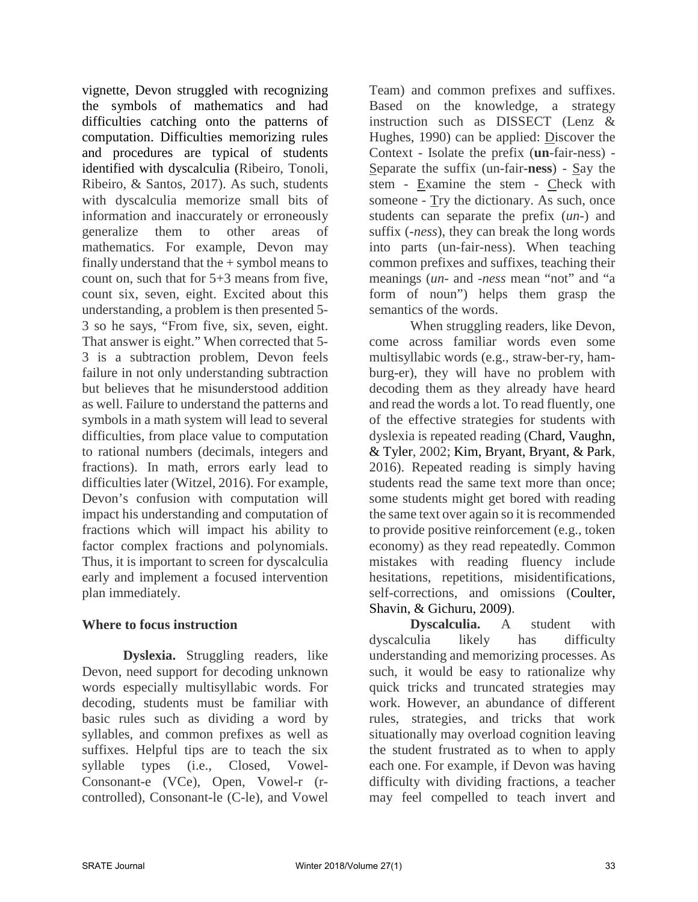vignette, Devon struggled with recognizing the symbols of mathematics and had difficulties catching onto the patterns of computation. Difficulties memorizing rules and procedures are typical of students identified with dyscalculia (Ribeiro, Tonoli, Ribeiro, & Santos, 2017). As such, students with dyscalculia memorize small bits of information and inaccurately or erroneously generalize them to other areas of mathematics. For example, Devon may finally understand that the + symbol means to count on, such that for 5+3 means from five, count six, seven, eight. Excited about this understanding, a problem is then presented 5-3 so he says, "From five, six, seven, eight. That answer is eight." When corrected that 5-3 is a subtraction problem, Devon feels failure in not only understanding subtraction but believes that he misunderstood addition as well. Failure to understand the patterns and symbols in a math system will lead to several difficulties, from place value to computation to rational numbers (decimals, integers and fractions). In math, errors early lead to difficulties later (Witzel, 2016). For example, Devon's confusion with computation will impact his understanding and computation of fractions which will impact his ability to factor complex fractions and polynomials. Thus, it is important to screen for dyscalculia early and implement a focused intervention plan immediately.

## Where to focus instruction

**Dyslexia.** Struggling readers, like Devon, need support for decoding unknown words especially multisyllabic words. For decoding, students must be familiar with basic rules such as dividing a word by syllables, and common prefixes as well as suffixes. Helpful tips are to teach the six syllable types (i.e., Closed, Vowel-Consonant-e (VCe), Open, Vowel-r (r-controlled), Consonant-le (C-le), and Vowel Team) and common prefixes and suffixes. Based on the knowledge, a strategy instruction such as DISSECT (Lenz & Hughes, 1990) can be applied: Discover the Context - Isolate the prefix (**un**-fair-ness) - Separate the suffix (un-fair-**ness**) - Say the stem - Examine the stem - Check with someone - Try the dictionary. As such, once students can separate the prefix (*un-*) and suffix (*-ness*), they can break the long words into parts (un-fair-ness). When teaching common prefixes and suffixes, teaching their meanings (*un-* and *-ness* mean "not" and "a form of noun") helps them grasp the semantics of the words.

When struggling readers, like Devon, come across familiar words even some multisyllabic words (e.g., straw-ber-ry, ham-burg-er), they will have no problem with decoding them as they already have heard and read the words a lot. To read fluently, one of the effective strategies for students with dyslexia is repeated reading (Chard, Vaughn, & Tyler, 2002; Kim, Bryant, Bryant, & Park, 2016). Repeated reading is simply having students read the same text more than once; some students might get bored with reading the same text over again so it is recommended to provide positive reinforcement (e.g., token economy) as they read repeatedly. Common mistakes with reading fluency include hesitations, repetitions, misidentifications, self-corrections, and omissions (Coulter, Shavin, & Gichuru, 2009).

**Dyscalculia.** A student with dyscalculia likely has difficulty understanding and memorizing processes. As such, it would be easy to rationalize why quick tricks and truncated strategies may work. However, an abundance of different rules, strategies, and tricks that work situationally may overload cognition leaving the student frustrated as to when to apply each one. For example, if Devon was having difficulty with dividing fractions, a teacher may feel compelled to teach invert and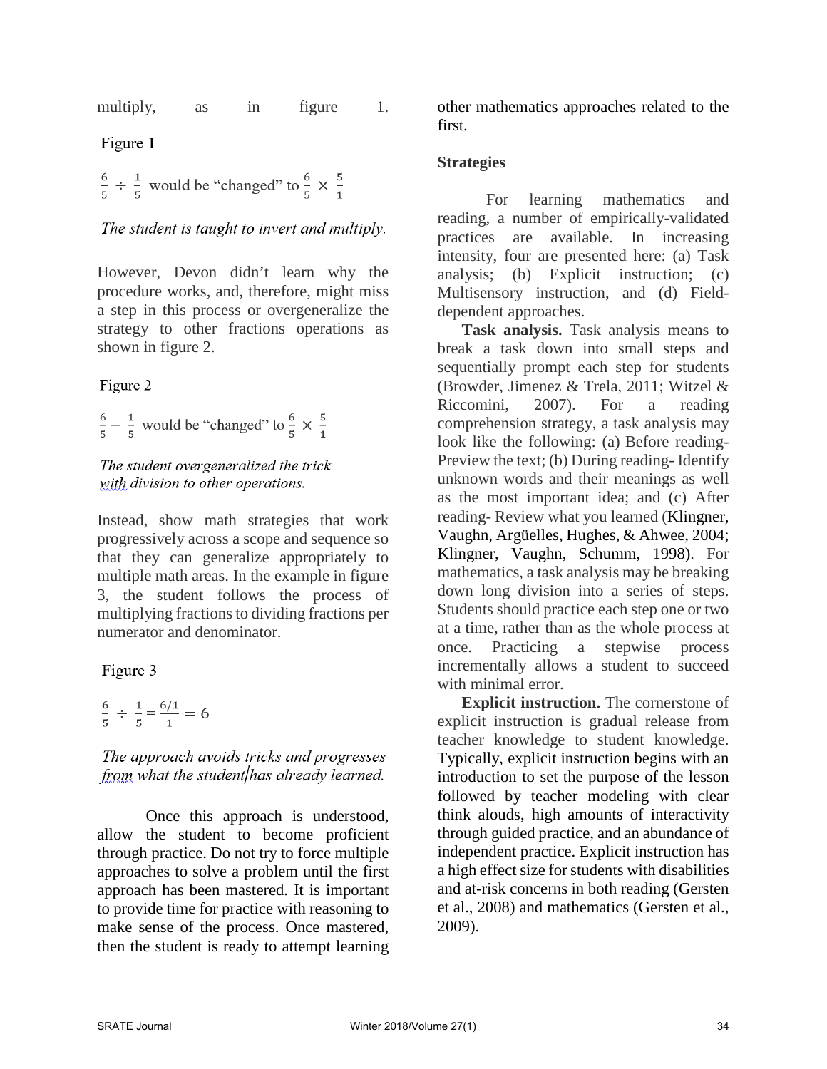multiply, as in figure 1.

Figure 1

$\frac{6}{5} \div \frac{1}{5}$ would be "changed" to $\frac{6}{5} \times \frac{5}{1}$

*The student is taught to invert and multiply.*

However, Devon didn't learn why the procedure works, and, therefore, might miss a step in this process or overgeneralize the strategy to other fractions operations as shown in figure 2.

Figure 2

$\frac{6}{5} - \frac{1}{5}$ would be "changed" to $\frac{6}{5} \times \frac{5}{1}$

*The student overgeneralized the trick with division to other operations.*

Instead, show math strategies that work progressively across a scope and sequence so that they can generalize appropriately to multiple math areas. In the example in figure 3, the student follows the process of multiplying fractions to dividing fractions per numerator and denominator.

Figure 3

$\frac{6}{5} \div \frac{1}{5} = \frac{6/1}{1} = 6$

*The approach avoids tricks and progresses from what the student has already learned.*

Once this approach is understood, allow the student to become proficient through practice. Do not try to force multiple approaches to solve a problem until the first approach has been mastered. It is important to provide time for practice with reasoning to make sense of the process. Once mastered, then the student is ready to attempt learning other mathematics approaches related to the first.

**Strategies**

For learning mathematics and reading, a number of empirically-validated practices are available. In increasing intensity, four are presented here: (a) Task analysis; (b) Explicit instruction; (c) Multisensory instruction, and (d) Field-dependent approaches.

**Task analysis.** Task analysis means to break a task down into small steps and sequentially prompt each step for students (Browder, Jimenez & Trela, 2011; Witzel & Riccomini, 2007). For a reading comprehension strategy, a task analysis may look like the following: (a) Before reading- Preview the text; (b) During reading- Identify unknown words and their meanings as well as the most important idea; and (c) After reading- Review what you learned (Klingner, Vaughn, Argüelles, Hughes, & Ahwee, 2004; Klingner, Vaughn, Schumm, 1998). For mathematics, a task analysis may be breaking down long division into a series of steps. Students should practice each step one or two at a time, rather than as the whole process at once. Practicing a stepwise process incrementally allows a student to succeed with minimal error.

**Explicit instruction.** The cornerstone of explicit instruction is gradual release from teacher knowledge to student knowledge. Typically, explicit instruction begins with an introduction to set the purpose of the lesson followed by teacher modeling with clear think alouds, high amounts of interactivity through guided practice, and an abundance of independent practice. Explicit instruction has a high effect size for students with disabilities and at-risk concerns in both reading (Gersten et al., 2008) and mathematics (Gersten et al., 2009).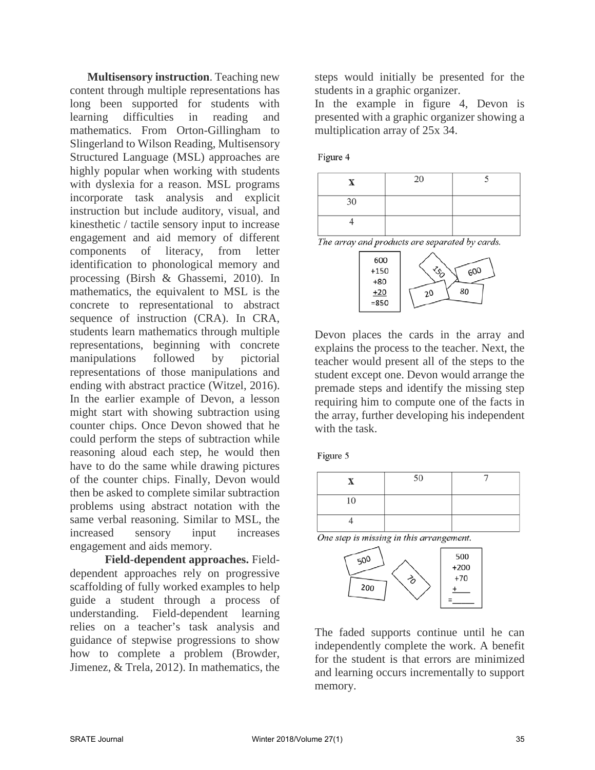**Multisensory instruction**. Teaching new content through multiple representations has long been supported for students with learning difficulties in reading and mathematics. From Orton-Gillingham to Slingerland to Wilson Reading, Multisensory Structured Language (MSL) approaches are highly popular when working with students with dyslexia for a reason. MSL programs incorporate task analysis and explicit instruction but include auditory, visual, and kinesthetic / tactile sensory input to increase engagement and aid memory of different components of literacy, from letter identification to phonological memory and processing (Birsh & Ghassemi, 2010). In mathematics, the equivalent to MSL is the concrete to representational to abstract sequence of instruction (CRA). In CRA, students learn mathematics through multiple representations, beginning with concrete manipulations followed by pictorial representations of those manipulations and ending with abstract practice (Witzel, 2016). In the earlier example of Devon, a lesson might start with showing subtraction using counter chips. Once Devon showed that he could perform the steps of subtraction while reasoning aloud each step, he would then have to do the same while drawing pictures of the counter chips. Finally, Devon would then be asked to complete similar subtraction problems using abstract notation with the same verbal reasoning. Similar to MSL, the increased sensory input increases engagement and aids memory.

**Field-dependent approaches.** Field-dependent approaches rely on progressive scaffolding of fully worked examples to help guide a student through a process of understanding. Field-dependent learning relies on a teacher's task analysis and guidance of stepwise progressions to show how to complete a problem (Browder, Jimenez, & Trela, 2012). In mathematics, the steps would initially be presented for the students in a graphic organizer.

In the example in figure 4, Devon is presented with a graphic organizer showing a multiplication array of 25x 34.

Figure 4

| x | 20 | 5 |
|---|---|---|
| 30 | | |
| 4 | | |

*The array and products are separated by cards.*

600
+150
+80
+20
=850

Cards: 150, 600, 20, 80

Devon places the cards in the array and explains the process to the teacher. Next, the teacher would present all of the steps to the student except one. Devon would arrange the premade steps and identify the missing step requiring him to compute one of the facts in the array, further developing his independent with the task.

Figure 5

| x | 50 | 7 |
|---|---|---|
| 10 | | |
| 4 | | |

*One step is missing in this arrangement.*

Cards: 500, 70, 200

500
+200
+70
+____
=_____

The faded supports continue until he can independently complete the work. A benefit for the student is that errors are minimized and learning occurs incrementally to support memory.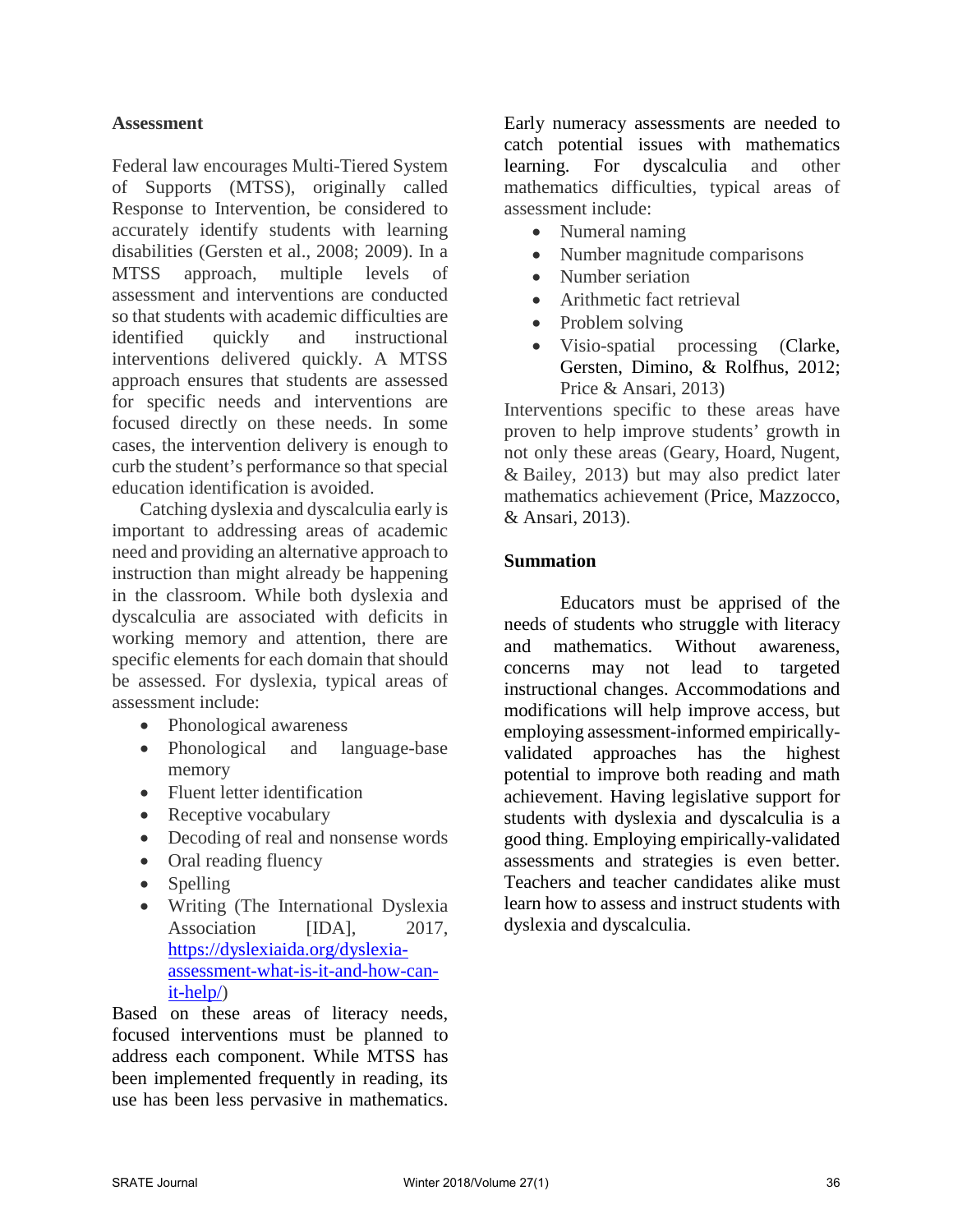### Assessment

Federal law encourages Multi-Tiered System of Supports (MTSS), originally called Response to Intervention, be considered to accurately identify students with learning disabilities (Gersten et al., 2008; 2009). In a MTSS approach, multiple levels of assessment and interventions are conducted so that students with academic difficulties are identified quickly and instructional interventions delivered quickly. A MTSS approach ensures that students are assessed for specific needs and interventions are focused directly on these needs. In some cases, the intervention delivery is enough to curb the student's performance so that special education identification is avoided.

Catching dyslexia and dyscalculia early is important to addressing areas of academic need and providing an alternative approach to instruction than might already be happening in the classroom. While both dyslexia and dyscalculia are associated with deficits in working memory and attention, there are specific elements for each domain that should be assessed. For dyslexia, typical areas of assessment include:

- Phonological awareness
- Phonological and language-base memory
- Fluent letter identification
- Receptive vocabulary
- Decoding of real and nonsense words
- Oral reading fluency
- Spelling
- Writing (The International Dyslexia Association [IDA], 2017, https://dyslexiaida.org/dyslexia-assessment-what-is-it-and-how-can-it-help/)

Based on these areas of literacy needs, focused interventions must be planned to address each component. While MTSS has been implemented frequently in reading, its use has been less pervasive in mathematics. Early numeracy assessments are needed to catch potential issues with mathematics learning. For dyscalculia and other mathematics difficulties, typical areas of assessment include:

- Numeral naming
- Number magnitude comparisons
- Number seriation
- Arithmetic fact retrieval
- Problem solving
- Visio-spatial processing (Clarke, Gersten, Dimino, & Rolfhus, 2012; Price & Ansari, 2013)

Interventions specific to these areas have proven to help improve students' growth in not only these areas (Geary, Hoard, Nugent, & Bailey, 2013) but may also predict later mathematics achievement (Price, Mazzocco, & Ansari, 2013).

### Summation

Educators must be apprised of the needs of students who struggle with literacy and mathematics. Without awareness, concerns may not lead to targeted instructional changes. Accommodations and modifications will help improve access, but employing assessment-informed empirically-validated approaches has the highest potential to improve both reading and math achievement. Having legislative support for students with dyslexia and dyscalculia is a good thing. Employing empirically-validated assessments and strategies is even better. Teachers and teacher candidates alike must learn how to assess and instruct students with dyslexia and dyscalculia.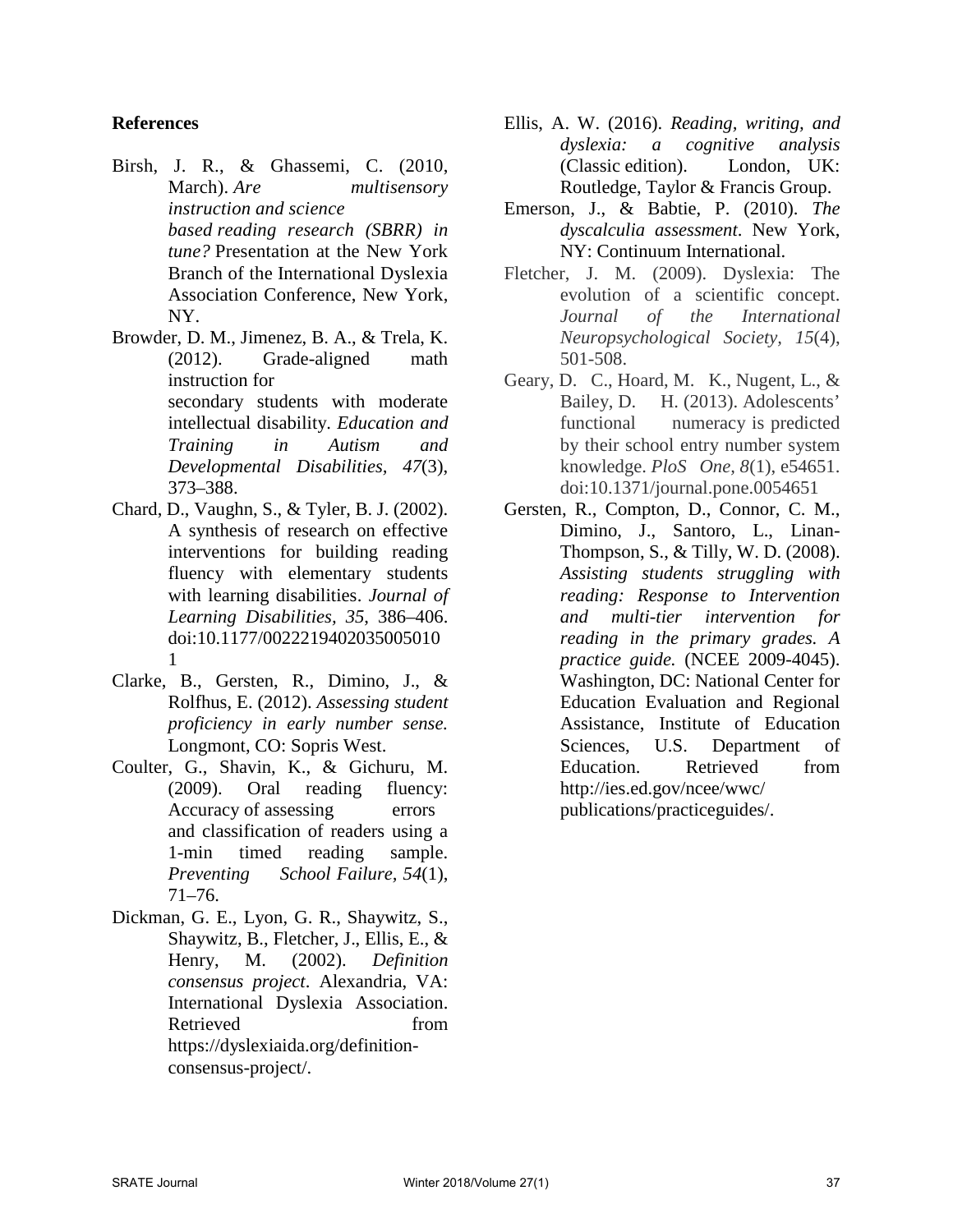**References**

Birsh, J. R., & Ghassemi, C. (2010, March). *Are multisensory instruction and science based reading research (SBRR) in tune?* Presentation at the New York Branch of the International Dyslexia Association Conference, New York, NY.

Browder, D. M., Jimenez, B. A., & Trela, K. (2012). Grade-aligned math instruction for secondary students with moderate intellectual disability. *Education and Training in Autism and Developmental Disabilities, 47*(3), 373–388.

Chard, D., Vaughn, S., & Tyler, B. J. (2002). A synthesis of research on effective interventions for building reading fluency with elementary students with learning disabilities. *Journal of Learning Disabilities, 35*, 386–406. doi:10.1177/00222194020350050101

Clarke, B., Gersten, R., Dimino, J., & Rolfhus, E. (2012). *Assessing student proficiency in early number sense.* Longmont, CO: Sopris West.

Coulter, G., Shavin, K., & Gichuru, M. (2009). Oral reading fluency: Accuracy of assessing errors and classification of readers using a 1-min timed reading sample. *Preventing School Failure, 54*(1), 71–76.

Dickman, G. E., Lyon, G. R., Shaywitz, S., Shaywitz, B., Fletcher, J., Ellis, E., & Henry, M. (2002). *Definition consensus project*. Alexandria, VA: International Dyslexia Association. Retrieved from https://dyslexiaida.org/definition-consensus-project/.

Ellis, A. W. (2016). *Reading, writing, and dyslexia: a cognitive analysis* (Classic edition). London, UK: Routledge, Taylor & Francis Group.

Emerson, J., & Babtie, P. (2010). *The dyscalculia assessment*. New York, NY: Continuum International.

Fletcher, J. M. (2009). Dyslexia: The evolution of a scientific concept. *Journal of the International Neuropsychological Society, 15*(4), 501-508.

Geary, D. C., Hoard, M. K., Nugent, L., & Bailey, D. H. (2013). Adolescents' functional numeracy is predicted by their school entry number system knowledge. *PloS One, 8*(1), e54651. doi:10.1371/journal.pone.0054651

Gersten, R., Compton, D., Connor, C. M., Dimino, J., Santoro, L., Linan-Thompson, S., & Tilly, W. D. (2008). *Assisting students struggling with reading: Response to Intervention and multi-tier intervention for reading in the primary grades. A practice guide.* (NCEE 2009-4045). Washington, DC: National Center for Education Evaluation and Regional Assistance, Institute of Education Sciences, U.S. Department of Education. Retrieved from http://ies.ed.gov/ncee/wwc/publications/practiceguides/.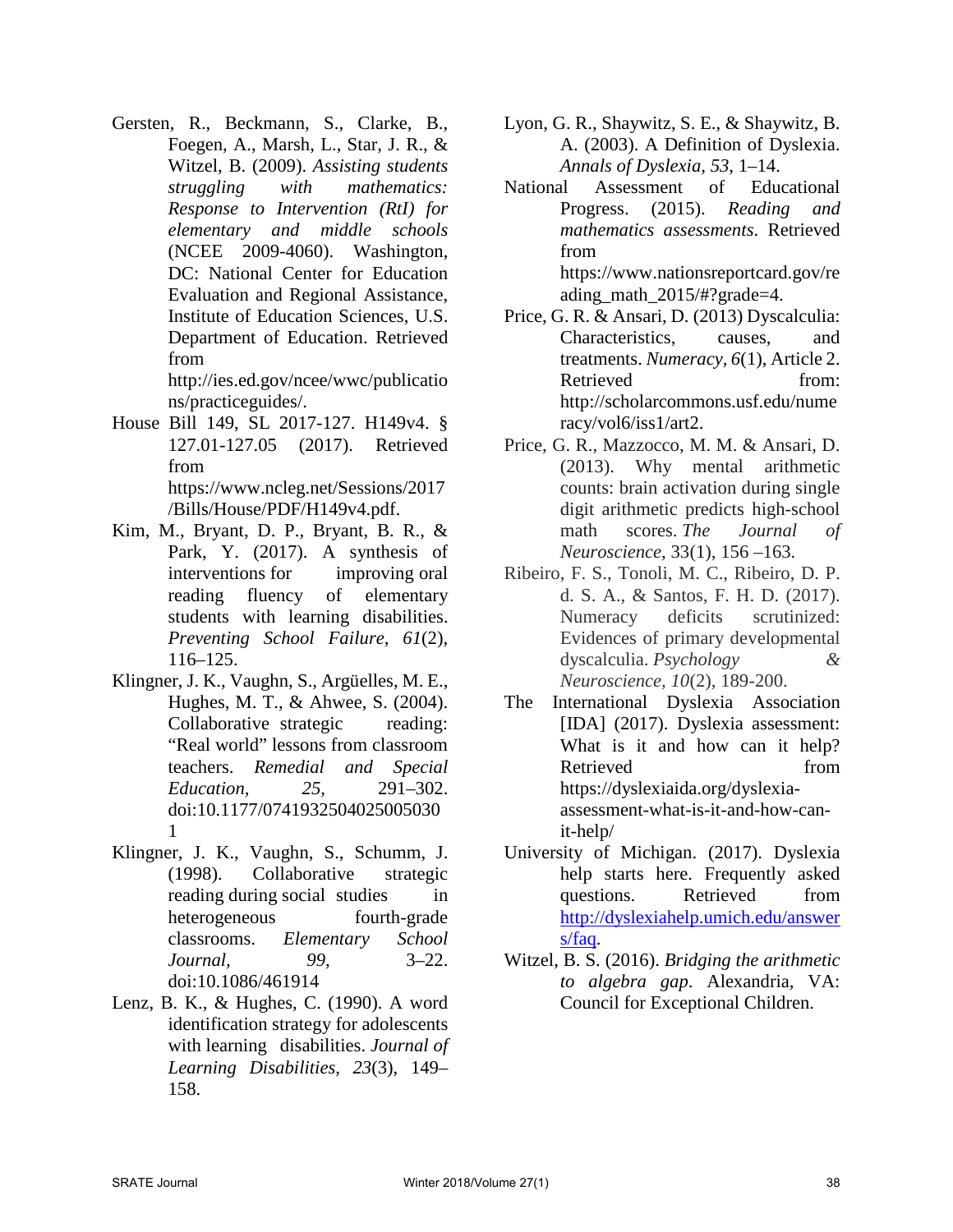Gersten, R., Beckmann, S., Clarke, B., Foegen, A., Marsh, L., Star, J. R., & Witzel, B. (2009). *Assisting students struggling with mathematics: Response to Intervention (RtI) for elementary and middle schools* (NCEE 2009-4060). Washington, DC: National Center for Education Evaluation and Regional Assistance, Institute of Education Sciences, U.S. Department of Education. Retrieved from http://ies.ed.gov/ncee/wwc/publications/practiceguides/.

House Bill 149, SL 2017-127. H149v4. § 127.01-127.05 (2017). Retrieved from https://www.ncleg.net/Sessions/2017/Bills/House/PDF/H149v4.pdf.

Kim, M., Bryant, D. P., Bryant, B. R., & Park, Y. (2017). A synthesis of interventions for improving oral reading fluency of elementary students with learning disabilities. *Preventing School Failure, 61*(2), 116–125.

Klingner, J. K., Vaughn, S., Argüelles, M. E., Hughes, M. T., & Ahwee, S. (2004). Collaborative strategic reading: "Real world" lessons from classroom teachers. *Remedial and Special Education, 25*, 291–302. doi:10.1177/07419325040250050301

Klingner, J. K., Vaughn, S., Schumm, J. (1998). Collaborative strategic reading during social studies in heterogeneous fourth-grade classrooms. *Elementary School Journal, 99*, 3–22. doi:10.1086/461914

Lenz, B. K., & Hughes, C. (1990). A word identification strategy for adolescents with learning disabilities. *Journal of Learning Disabilities, 23*(3), 149–158.

Lyon, G. R., Shaywitz, S. E., & Shaywitz, B. A. (2003). A Definition of Dyslexia. *Annals of Dyslexia, 53*, 1–14.

National Assessment of Educational Progress. (2015). *Reading and mathematics assessments*. Retrieved from https://www.nationsreportcard.gov/reading_math_2015/#?grade=4.

Price, G. R. & Ansari, D. (2013) Dyscalculia: Characteristics, causes, and treatments. *Numeracy, 6*(1), Article 2. Retrieved from: http://scholarcommons.usf.edu/numeracy/vol6/iss1/art2.

Price, G. R., Mazzocco, M. M. & Ansari, D. (2013). Why mental arithmetic counts: brain activation during single digit arithmetic predicts high-school math scores. *The Journal of Neuroscience*, 33(1), 156 –163.

Ribeiro, F. S., Tonoli, M. C., Ribeiro, D. P. d. S. A., & Santos, F. H. D. (2017). Numeracy deficits scrutinized: Evidences of primary developmental dyscalculia. *Psychology & Neuroscience, 10*(2), 189-200.

The International Dyslexia Association [IDA] (2017). Dyslexia assessment: What is it and how can it help? Retrieved from https://dyslexiaida.org/dyslexia-assessment-what-is-it-and-how-can-it-help/

University of Michigan. (2017). Dyslexia help starts here. Frequently asked questions. Retrieved from http://dyslexiahelp.umich.edu/answers/faq.

Witzel, B. S. (2016). *Bridging the arithmetic to algebra gap*. Alexandria, VA: Council for Exceptional Children.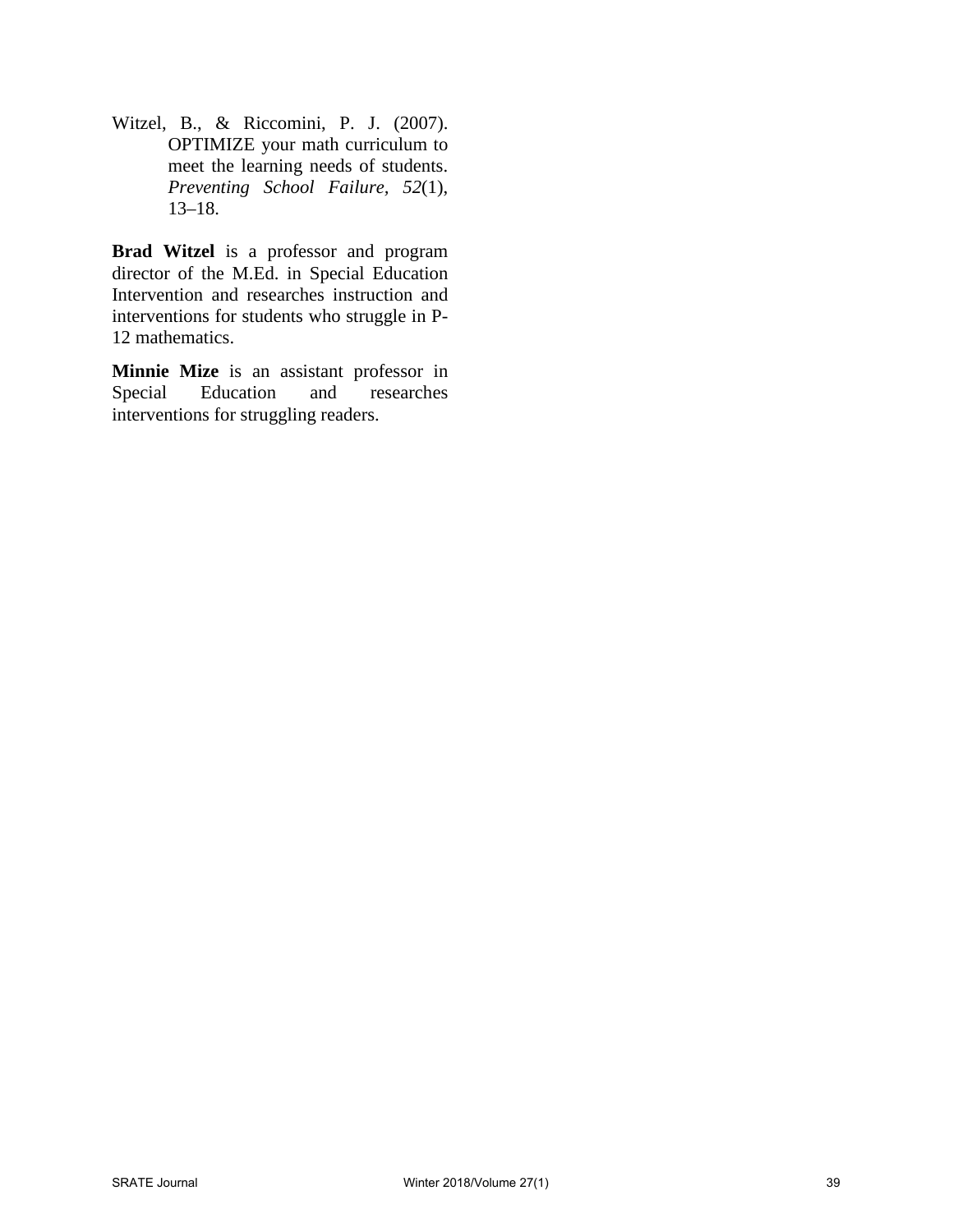Witzel, B., & Riccomini, P. J. (2007). OPTIMIZE your math curriculum to meet the learning needs of students. *Preventing School Failure, 52*(1), 13–18.

**Brad Witzel** is a professor and program director of the M.Ed. in Special Education Intervention and researches instruction and interventions for students who struggle in P-12 mathematics.

**Minnie Mize** is an assistant professor in Special Education and researches interventions for struggling readers.